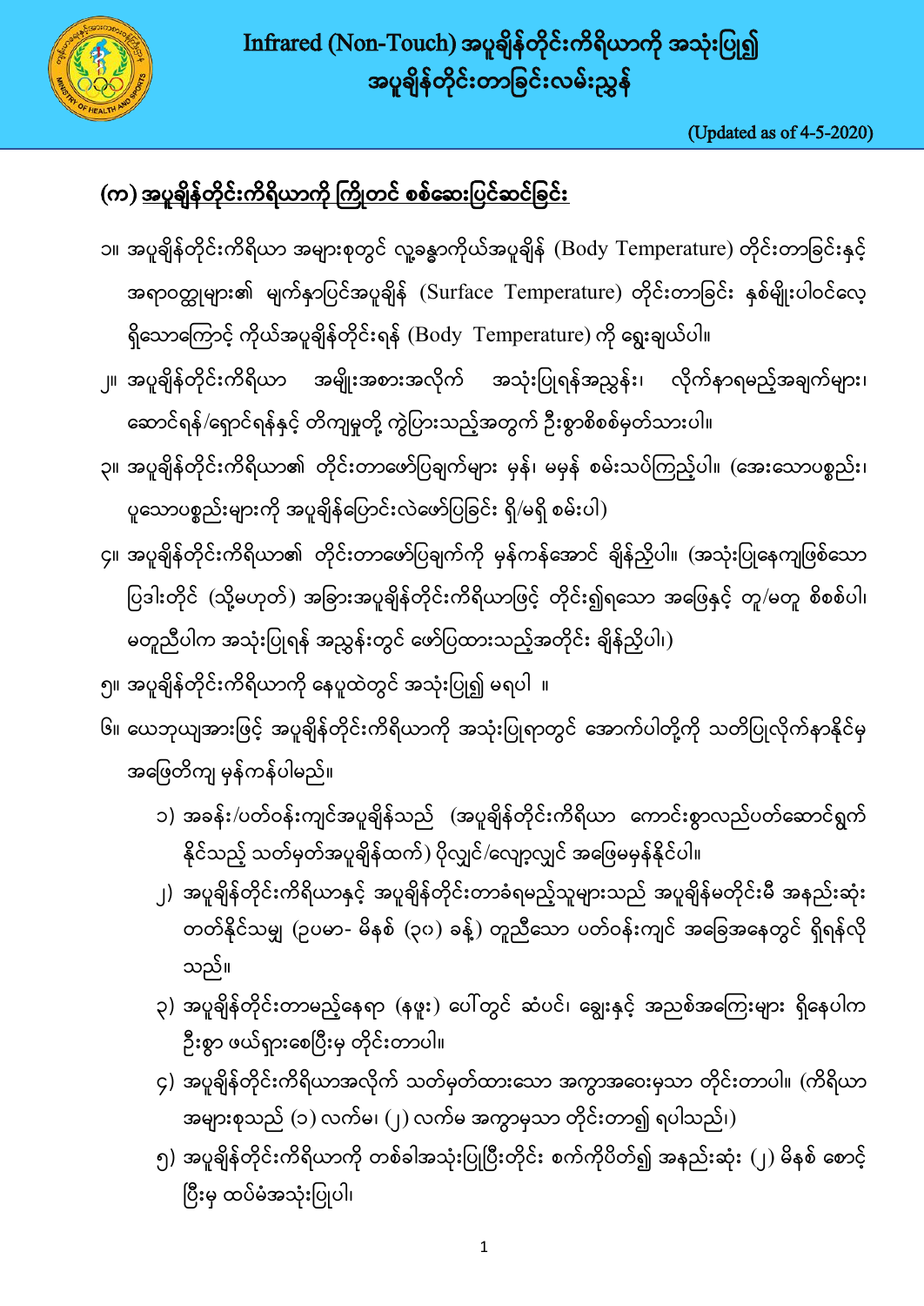# Infrared (Non-Touch) အပူချိန်တိုင်းကိရိယာကို အသုံးပြု၍ အပူချိန်တိုင်းတာခြင်းလမ်းညွှန်

(Updated as of 4-5-2020)

## (က) အပူချိန်တိုင်းကိရိယာကို ကြိုတင် စစ်ဆေးပြင်ဆင်ခြင်း

၁။ အပူချိန်တိုင်းကိရိယာ အများစုတွင် လူ့ခန္ဓာကိုယ်အပူချိန် (Body Temperature) တိုင်းတာခြင်းနှင့် အရာဝတ္ထုများ၏ မျက်နှာပြင်အပူချိန် (Surface Temperature) တိုင်းတာခြင်း နှစ်မျိုးပါဝင်လေ့ရှိသောကြောင့် ကိုယ်အပူချိန်တိုင်းရန် (Body Temperature) ကို ရွေးချယ်ပါ။

၂။ အပူချိန်တိုင်းကိရိယာ အမျိုးအစားအလိုက် အသုံးပြုရန်အညွှန်း၊ လိုက်နာရမည့်အချက်များ၊ ဆောင်ရန်/ရှောင်ရန်နှင့် တိကျမှုတို့ ကွဲပြားသည့်အတွက် ဦးစွာစိစစ်မှတ်သားပါ။

၃။ အပူချိန်တိုင်းကိရိယာ၏ တိုင်းတာဖော်ပြချက်များ မှန်၊ မမှန် စမ်းသပ်ကြည့်ပါ။ (အေးသောပစ္စည်း၊ ပူသောပစ္စည်းများကို အပူချိန်ပြောင်းလဲဖော်ပြခြင်း ရှိ/မရှိ စမ်းပါ)

၄။ အပူချိန်တိုင်းကိရိယာ၏ တိုင်းတာဖော်ပြချက်ကို မှန်ကန်အောင် ချိန်ညှိပါ။ (အသုံးပြုနေကျဖြစ်သော ပြဒါးတိုင် (သို့မဟုတ်) အခြားအပူချိန်တိုင်းကိရိယာဖြင့် တိုင်း၍ရသော အဖြေနှင့် တူ/မတူ စိစစ်ပါ၊ မတူညီပါက အသုံးပြုရန် အညွှန်းတွင် ဖော်ပြထားသည့်အတိုင်း ချိန်ညှိပါ၊)

၅။ အပူချိန်တိုင်းကိရိယာကို နေပူထဲတွင် အသုံးပြု၍ မရပါ ။

၆။ ယေဘုယျအားဖြင့် အပူချိန်တိုင်းကိရိယာကို အသုံးပြုရာတွင် အောက်ပါတို့ကို သတိပြုလိုက်နာနိုင်မှ အဖြေတိကျ မှန်ကန်ပါမည်။

၁) အခန်း/ပတ်ဝန်းကျင်အပူချိန်သည် (အပူချိန်တိုင်းကိရိယာ ကောင်းစွာလည်ပတ်ဆောင်ရွက်နိုင်သည့် သတ်မှတ်အပူချိန်ထက်) ပိုလျှင်/လျော့လျှင် အဖြေမမှန်နိုင်ပါ။

၂) အပူချိန်တိုင်းကိရိယာနှင့် အပူချိန်တိုင်းတာခံရမည့်သူများသည် အပူချိန်မတိုင်းမီ အနည်းဆုံး တတ်နိုင်သမျှ (ဥပမာ- မိနစ် (၃၀) ခန့်) တူညီသော ပတ်ဝန်းကျင် အခြေအနေတွင် ရှိရန်လိုသည်။

၃) အပူချိန်တိုင်းတာမည့်နေရာ (နဖူး) ပေါ်တွင် ဆံပင်၊ ချွေးနှင့် အညစ်အကြေးများ ရှိနေပါက ဦးစွာ ဖယ်ရှားစေပြီးမှ တိုင်းတာပါ။

၄) အပူချိန်တိုင်းကိရိယာအလိုက် သတ်မှတ်ထားသော အကွာအဝေးမှသာ တိုင်းတာပါ။ (ကိရိယာအများစုသည် (၁) လက်မ၊ (၂) လက်မ အကွာမှသာ တိုင်းတာ၍ ရပါသည်၊)

၅) အပူချိန်တိုင်းကိရိယာကို တစ်ခါအသုံးပြုပြီးတိုင်း စက်ကိုပိတ်၍ အနည်းဆုံး (၂) မိနစ် စောင့်ပြီးမှ ထပ်မံအသုံးပြုပါ၊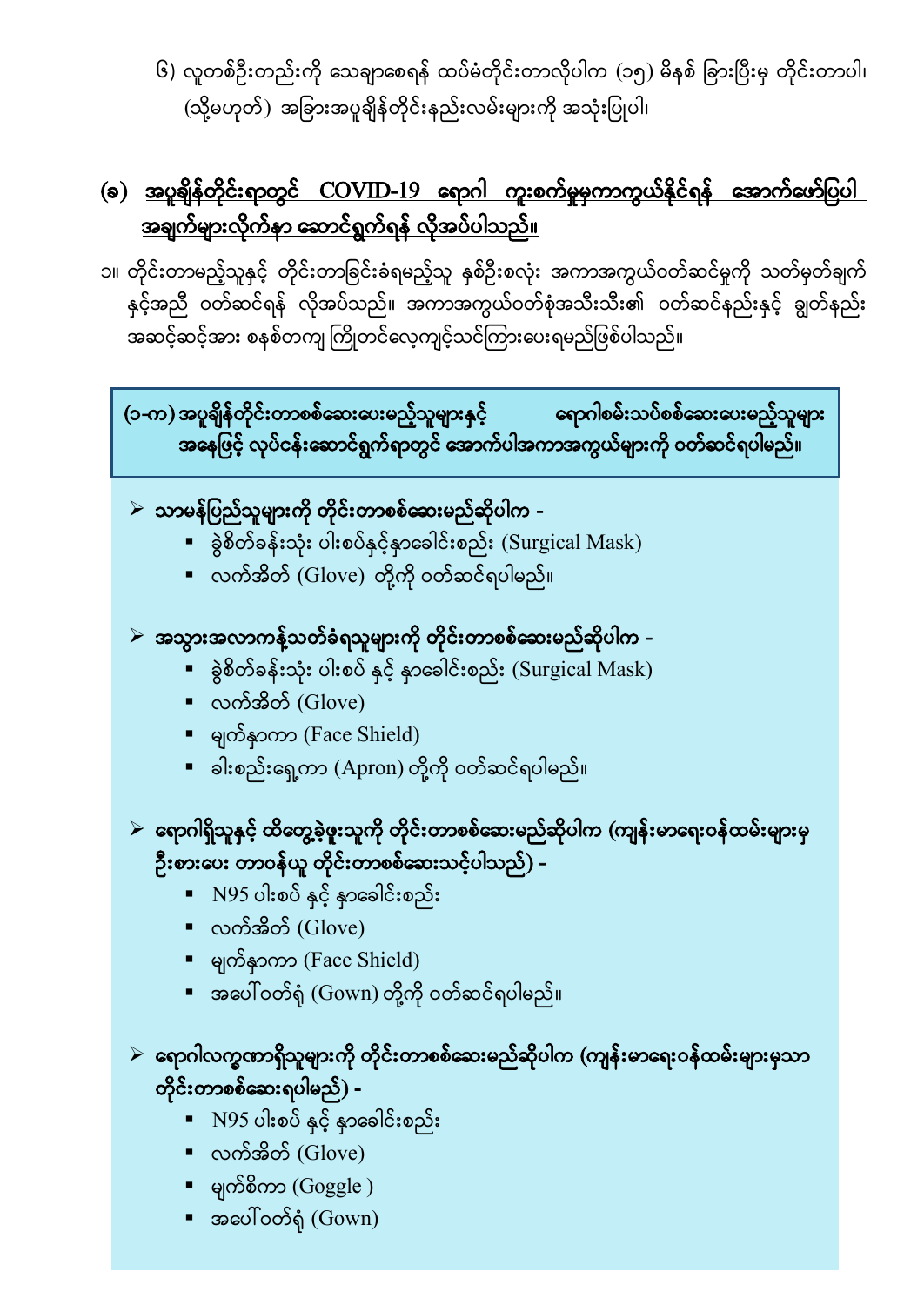၆) လူတစ်ဦးတည်းကို သေချာစေရန် ထပ်မံတိုင်းတာလိုပါက (၁၅) မိနစ် ခြားပြီးမှ တိုင်းတာပါ၊ (သို့မဟုတ်) အခြားအပူချိန်တိုင်းနည်းလမ်းများကို အသုံးပြုပါ၊

## (ခ) အပူချိန်တိုင်းရာတွင် COVID-19 ရောဂါ ကူးစက်မှုမှကာကွယ်နိုင်ရန် အောက်ဖော်ပြပါ အချက်များလိုက်နာ ဆောင်ရွက်ရန် လိုအပ်ပါသည်။

၁။ တိုင်းတာမည့်သူနှင့် တိုင်းတာခြင်းခံရမည့်သူ နှစ်ဦးစလုံး အကာအကွယ်ဝတ်ဆင်မှုကို သတ်မှတ်ချက်နှင့်အညီ ဝတ်ဆင်ရန် လိုအပ်သည်။ အကာအကွယ်ဝတ်စုံအသီးသီး၏ ဝတ်ဆင်နည်းနှင့် ချွတ်နည်း အဆင့်ဆင့်အား စနစ်တကျ ကြိုတင်လေ့ကျင့်သင်ကြားပေးရမည်ဖြစ်ပါသည်။

**(၁-က) အပူချိန်တိုင်းတာစစ်ဆေးပေးမည့်သူများနှင့် ရောဂါစမ်းသပ်စစ်ဆေးပေးမည့်သူများ အနေဖြင့် လုပ်ငန်းဆောင်ရွက်ရာတွင် အောက်ပါအကာအကွယ်များကို ဝတ်ဆင်ရပါမည်။**

- **သာမန်ပြည်သူများကို တိုင်းတာစစ်ဆေးမည်ဆိုပါက -**
  - ခွဲစိတ်ခန်းသုံး ပါးစပ်နှင့်နှာခေါင်းစည်း (Surgical Mask)
  - လက်အိတ် (Glove) တို့ကို ဝတ်ဆင်ရပါမည်။

- **အသွားအလာကန့်သတ်ခံရသူများကို တိုင်းတာစစ်ဆေးမည်ဆိုပါက -**
  - ခွဲစိတ်ခန်းသုံး ပါးစပ် နှင့် နှာခေါင်းစည်း (Surgical Mask)
  - လက်အိတ် (Glove)
  - မျက်နှာကာ (Face Shield)
  - ခါးစည်းရှေ့ကာ (Apron) တို့ကို ဝတ်ဆင်ရပါမည်။

- **ရောဂါရှိသူနှင့် ထိတွေ့ခဲ့ဖူးသူကို တိုင်းတာစစ်ဆေးမည်ဆိုပါက (ကျန်းမာရေးဝန်ထမ်းများမှ ဦးစားပေး တာဝန်ယူ တိုင်းတာစစ်ဆေးသင့်ပါသည်) -**
  - N95 ပါးစပ် နှင့် နှာခေါင်းစည်း
  - လက်အိတ် (Glove)
  - မျက်နှာကာ (Face Shield)
  - အပေါ်ဝတ်ရုံ (Gown) တို့ကို ဝတ်ဆင်ရပါမည်။

- **ရောဂါလက္ခဏာရှိသူများကို တိုင်းတာစစ်ဆေးမည်ဆိုပါက (ကျန်းမာရေးဝန်ထမ်းများမှသာ တိုင်းတာစစ်ဆေးရပါမည်) -**
  - N95 ပါးစပ် နှင့် နှာခေါင်းစည်း
  - လက်အိတ် (Glove)
  - မျက်စိကာ (Goggle )
  - အပေါ်ဝတ်ရုံ (Gown)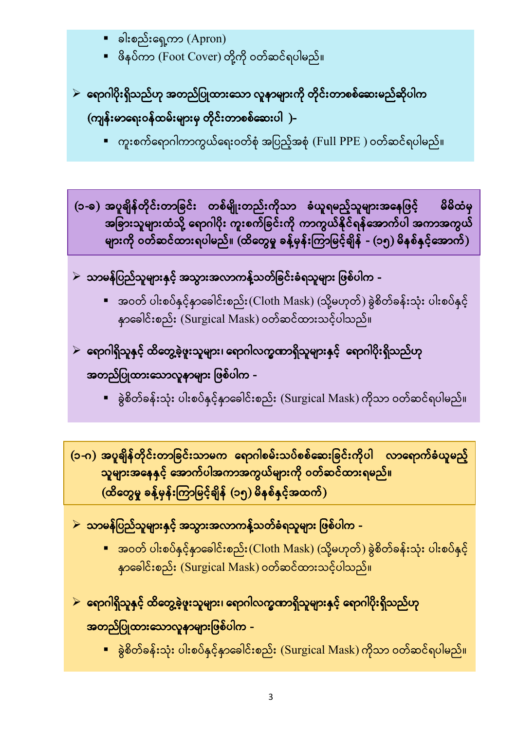- ခါးစည်းရှေ့ကာ (Apron)
- ဖိနပ်ကာ (Foot Cover) တို့ကို ဝတ်ဆင်ရပါမည်။

➢ **ရောဂါပိုးရှိသည်ဟု အတည်ပြုထားသော လူနာများကို တိုင်းတာစစ်ဆေးမည်ဆိုပါက (ကျန်းမာရေးဝန်ထမ်းများမှ တိုင်းတာစစ်ဆေးပါ )-**

- ကူးစက်ရောဂါကာကွယ်ရေးဝတ်စုံ အပြည့်အစုံ (Full PPE ) ဝတ်ဆင်ရပါမည်။

**(၁-ခ) အပူချိန်တိုင်းတာခြင်း တစ်မျိုးတည်းကိုသာ ခံယူရမည့်သူများအနေဖြင့် မိမိထံမှ အခြားသူများထံသို့ ရောဂါပိုး ကူးစက်ခြင်းကို ကာကွယ်နိုင်ရန်အောက်ပါ အကာအကွယ်များကို ဝတ်ဆင်ထားရပါမည်။ (ထိတွေ့မှု ခန့်မှန်းကြာမြင့်ချိန် - (၁၅) မိနစ်နှင့်အောက်)**

➢ **သာမန်ပြည်သူများနှင့် အသွားအလာကန့်သတ်ခြင်းခံရသူများ ဖြစ်ပါက -**

- အဝတ် ပါးစပ်နှင့်နှာခေါင်းစည်း(Cloth Mask) (သို့မဟုတ်) ခွဲစိတ်ခန်းသုံး ပါးစပ်နှင့်နှာခေါင်းစည်း (Surgical Mask) ဝတ်ဆင်ထားသင့်ပါသည်။

➢ **ရောဂါရှိသူနှင့် ထိတွေ့ခဲ့ဖူးသူများ၊ ရောဂါလက္ခဏာရှိသူများနှင့် ရောဂါပိုးရှိသည်ဟု အတည်ပြုထားသောလူနာများ ဖြစ်ပါက -**

- ခွဲစိတ်ခန်းသုံး ပါးစပ်နှင့်နှာခေါင်းစည်း (Surgical Mask) ကိုသာ ဝတ်ဆင်ရပါမည်။

**(၁-ဂ) အပူချိန်တိုင်းတာခြင်းသာမက ရောဂါစမ်းသပ်စစ်ဆေးခြင်းကိုပါ လာရောက်ခံယူမည့်သူများအနေနှင့် အောက်ပါအကာအကွယ်များကို ဝတ်ဆင်ထားရမည်။ (ထိတွေ့မှု ခန့်မှန်းကြာမြင့်ချိန် (၁၅) မိနစ်နှင့်အထက်)**

➢ **သာမန်ပြည်သူများနှင့် အသွားအလာကန့်သတ်ခံရသူများ ဖြစ်ပါက -**

- အဝတ် ပါးစပ်နှင့်နှာခေါင်းစည်း(Cloth Mask) (သို့မဟုတ်) ခွဲစိတ်ခန်းသုံး ပါးစပ်နှင့်နှာခေါင်းစည်း (Surgical Mask) ဝတ်ဆင်ထားသင့်ပါသည်။

➢ **ရောဂါရှိသူနှင့် ထိတွေ့ခဲ့ဖူးသူများ၊ ရောဂါလက္ခဏာရှိသူများနှင့် ရောဂါပိုးရှိသည်ဟု အတည်ပြုထားသောလူနာများဖြစ်ပါက -**

- ခွဲစိတ်ခန်းသုံး ပါးစပ်နှင့်နှာခေါင်းစည်း (Surgical Mask) ကိုသာ ဝတ်ဆင်ရပါမည်။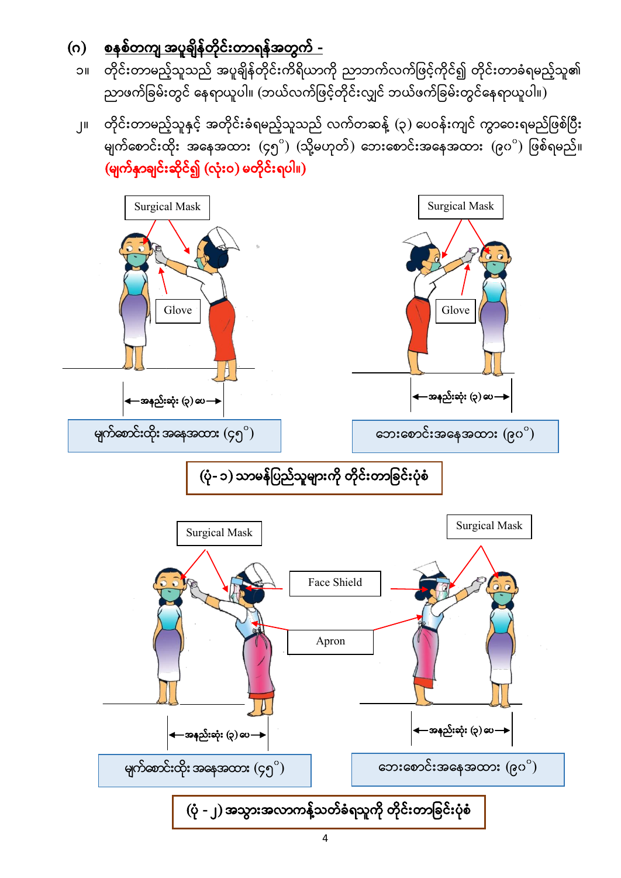## (ဂ) စနစ်တကျ အပူချိန်တိုင်းတာရန်အတွက် -

၁။ တိုင်းတာမည့်သူသည် အပူချိန်တိုင်းကိရိယာကို ညာဘက်လက်ဖြင့်ကိုင်၍ တိုင်းတာခံရမည့်သူ၏ ညာဖက်ခြမ်းတွင် နေရာယူပါ။ (ဘယ်လက်ဖြင့်တိုင်းလျှင် ဘယ်ဖက်ခြမ်းတွင်နေရာယူပါ။)

၂။ တိုင်းတာမည့်သူနှင့် အတိုင်းခံရမည့်သူသည် လက်တဆန့် (၃) ပေဝန်းကျင် ကွာဝေးရမည်ဖြစ်ပြီး မျက်စောင်းထိုး အနေအထား (၄၅°) (သို့မဟုတ်) ဘေးစောင်းအနေအထား (၉၀°) ဖြစ်ရမည်။ **(မျက်နှာချင်းဆိုင်၍ (လုံး၀) မတိုင်းရပါ။)**

Surgical Mask

Glove

←အနည်းဆုံး (၃) ပေ→

မျက်စောင်းထိုး အနေအထား (၄၅°)

Surgical Mask

Glove

←အနည်းဆုံး (၃) ပေ→

ဘေးစောင်းအနေအထား (၉၀°)

(ပုံ-၁) သာမန်ပြည်သူများကို တိုင်းတာခြင်းပုံစံ

Surgical Mask

Face Shield

Apron

←အနည်းဆုံး (၃) ပေ→

မျက်စောင်းထိုး အနေအထား (၄၅°)

Surgical Mask

←အနည်းဆုံး (၃) ပေ→

ဘေးစောင်းအနေအထား (၉၀°)

(ပုံ - ၂) အသွားအလာကန့်သတ်ခံရသူကို တိုင်းတာခြင်းပုံစံ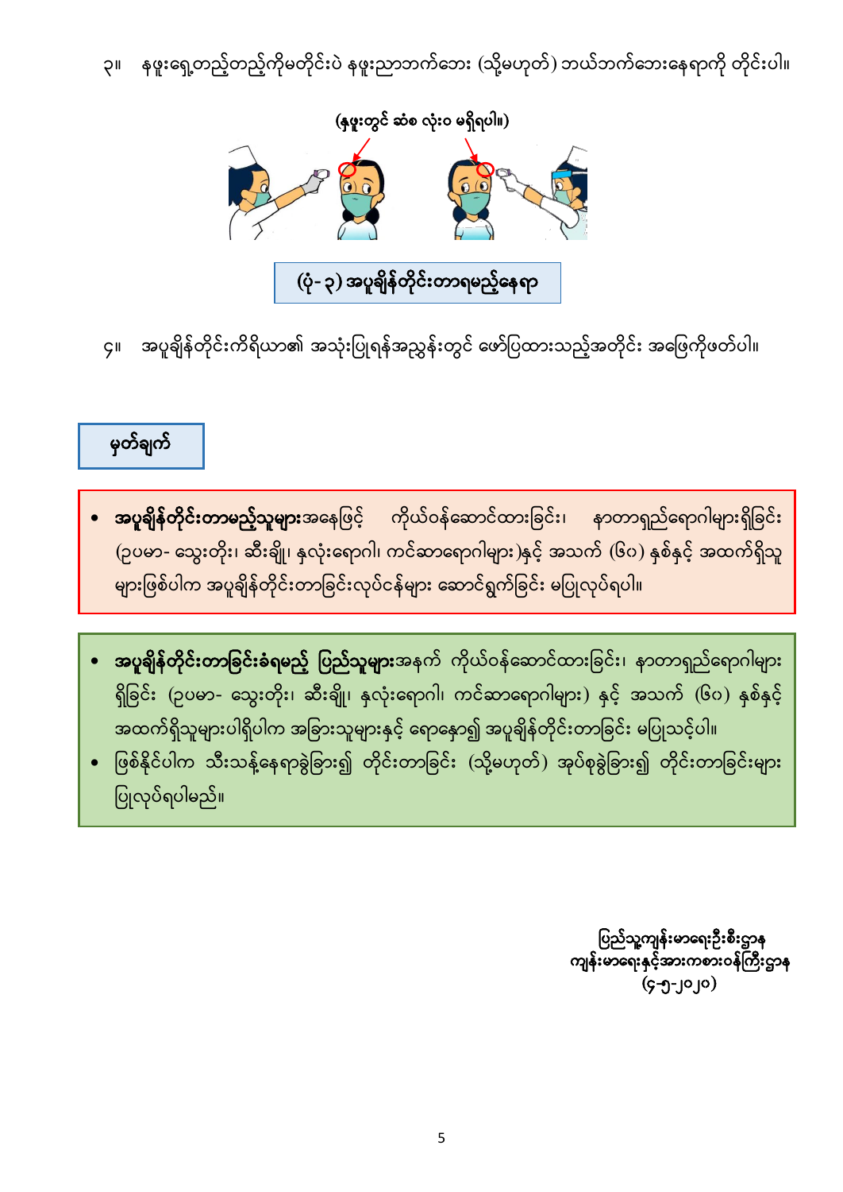၃။ နဖူးရှေ့တည့်တည့်ကိုမတိုင်းပဲ နဖူးညာဘက်ဘေး (သို့မဟုတ်) ဘယ်ဘက်ဘေးနေရာကို တိုင်းပါ။

(နဖူးတွင် ဆံစ လုံးဝ မရှိရပါ။)

(ပုံ- ၃) အပူချိန်တိုင်းတာရမည့်နေရာ

၄။ အပူချိန်တိုင်းကိရိယာ၏ အသုံးပြုရန်အညွှန်းတွင် ဖော်ပြထားသည့်အတိုင်း အဖြေကိုဖတ်ပါ။

**မှတ်ချက်**

- **အပူချိန်တိုင်းတာမည့်သူများ**အနေဖြင့် ကိုယ်ဝန်ဆောင်ထားခြင်း၊ နာတာရှည်ရောဂါများရှိခြင်း (ဥပမာ- သွေးတိုး၊ ဆီးချို၊ နှလုံးရောဂါ၊ ကင်ဆာရောဂါများ)နှင့် အသက် (၆၀) နှစ်နှင့် အထက်ရှိသူများဖြစ်ပါက အပူချိန်တိုင်းတာခြင်းလုပ်ငန်းများ ဆောင်ရွက်ခြင်း မပြုလုပ်ရပါ။

- **အပူချိန်တိုင်းတာခြင်းခံရမည့် ပြည်သူများ**အနက် ကိုယ်ဝန်ဆောင်ထားခြင်း၊ နာတာရှည်ရောဂါများ ရှိခြင်း (ဥပမာ- သွေးတိုး၊ ဆီးချို၊ နှလုံးရောဂါ၊ ကင်ဆာရောဂါများ) နှင့် အသက် (၆၀) နှစ်နှင့် အထက်ရှိသူများပါရှိပါက အခြားသူများနှင့် ရောနှော၍ အပူချိန်တိုင်းတာခြင်း မပြုသင့်ပါ။
- ဖြစ်နိုင်ပါက သီးသန့်နေရာခွဲခြား၍ တိုင်းတာခြင်း (သို့မဟုတ်) အုပ်စုခွဲခြား၍ တိုင်းတာခြင်းများ ပြုလုပ်ရပါမည်။

ပြည်သူ့ကျန်းမာရေးဦးစီးဌာန
ကျန်းမာရေးနှင့်အားကစားဝန်ကြီးဌာန
(၄-၅-၂၀၂၀)